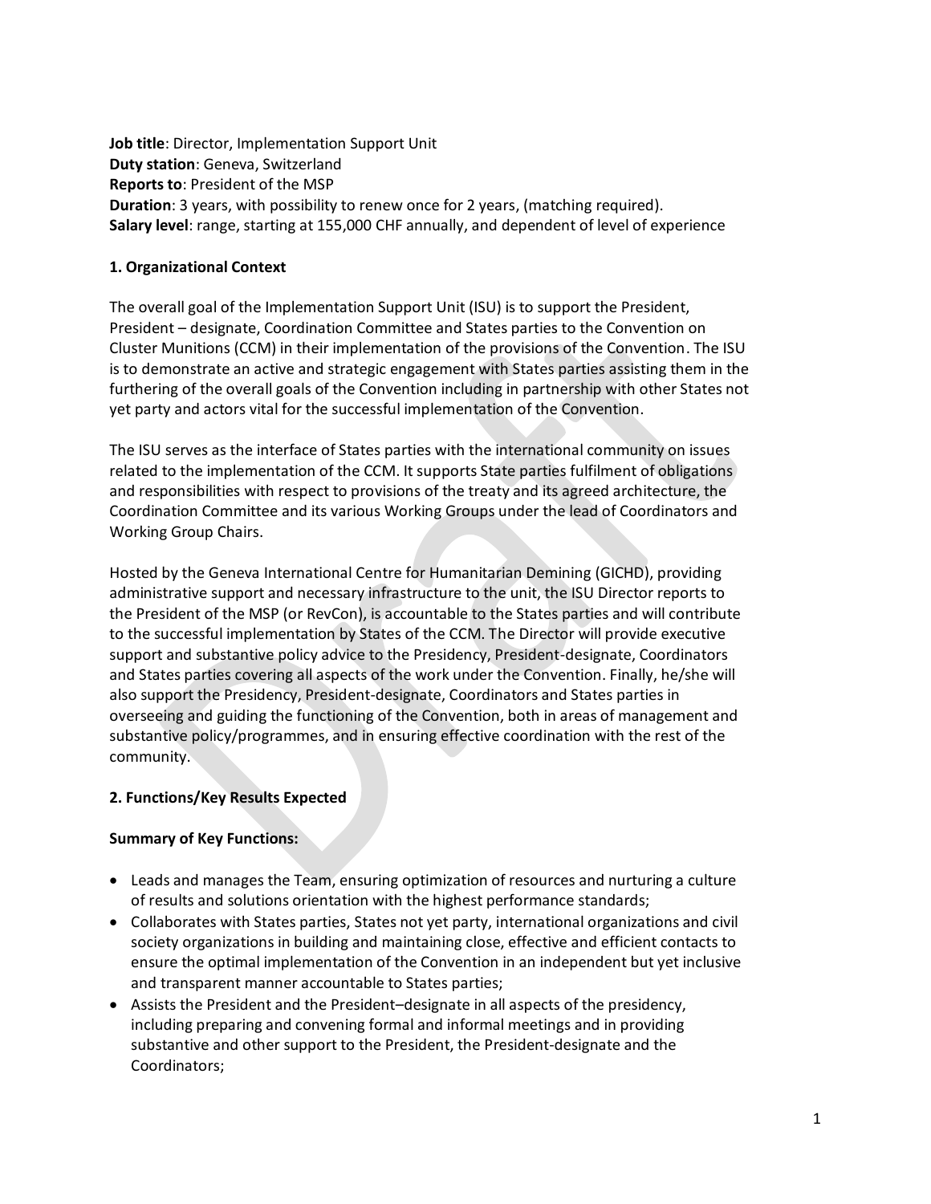**Job title**: Director, Implementation Support Unit
**Duty station**: Geneva, Switzerland
**Reports to**: President of the MSP
**Duration**: 3 years, with possibility to renew once for 2 years, (matching required).
**Salary level**: range, starting at 155,000 CHF annually, and dependent of level of experience

## 1. Organizational Context

The overall goal of the Implementation Support Unit (ISU) is to support the President, President – designate, Coordination Committee and States parties to the Convention on Cluster Munitions (CCM) in their implementation of the provisions of the Convention. The ISU is to demonstrate an active and strategic engagement with States parties assisting them in the furthering of the overall goals of the Convention including in partnership with other States not yet party and actors vital for the successful implementation of the Convention.

The ISU serves as the interface of States parties with the international community on issues related to the implementation of the CCM. It supports State parties fulfilment of obligations and responsibilities with respect to provisions of the treaty and its agreed architecture, the Coordination Committee and its various Working Groups under the lead of Coordinators and Working Group Chairs.

Hosted by the Geneva International Centre for Humanitarian Demining (GICHD), providing administrative support and necessary infrastructure to the unit, the ISU Director reports to the President of the MSP (or RevCon), is accountable to the States parties and will contribute to the successful implementation by States of the CCM. The Director will provide executive support and substantive policy advice to the Presidency, President-designate, Coordinators and States parties covering all aspects of the work under the Convention. Finally, he/she will also support the Presidency, President-designate, Coordinators and States parties in overseeing and guiding the functioning of the Convention, both in areas of management and substantive policy/programmes, and in ensuring effective coordination with the rest of the community.

## 2. Functions/Key Results Expected

**Summary of Key Functions:**

- Leads and manages the Team, ensuring optimization of resources and nurturing a culture of results and solutions orientation with the highest performance standards;
- Collaborates with States parties, States not yet party, international organizations and civil society organizations in building and maintaining close, effective and efficient contacts to ensure the optimal implementation of the Convention in an independent but yet inclusive and transparent manner accountable to States parties;
- Assists the President and the President–designate in all aspects of the presidency, including preparing and convening formal and informal meetings and in providing substantive and other support to the President, the President-designate and the Coordinators;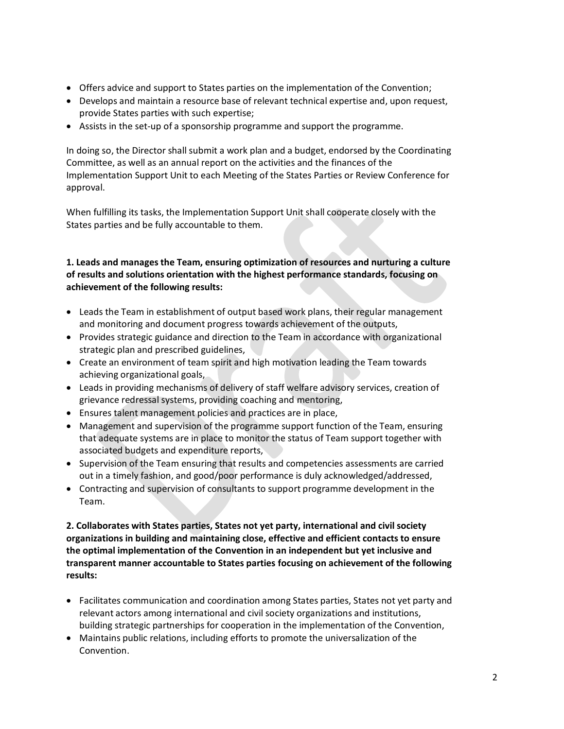- Offers advice and support to States parties on the implementation of the Convention;
- Develops and maintain a resource base of relevant technical expertise and, upon request, provide States parties with such expertise;
- Assists in the set-up of a sponsorship programme and support the programme.

In doing so, the Director shall submit a work plan and a budget, endorsed by the Coordinating Committee, as well as an annual report on the activities and the finances of the Implementation Support Unit to each Meeting of the States Parties or Review Conference for approval.

When fulfilling its tasks, the Implementation Support Unit shall cooperate closely with the States parties and be fully accountable to them.

**1. Leads and manages the Team, ensuring optimization of resources and nurturing a culture of results and solutions orientation with the highest performance standards, focusing on achievement of the following results:**

- Leads the Team in establishment of output based work plans, their regular management and monitoring and document progress towards achievement of the outputs,
- Provides strategic guidance and direction to the Team in accordance with organizational strategic plan and prescribed guidelines,
- Create an environment of team spirit and high motivation leading the Team towards achieving organizational goals,
- Leads in providing mechanisms of delivery of staff welfare advisory services, creation of grievance redressal systems, providing coaching and mentoring,
- Ensures talent management policies and practices are in place,
- Management and supervision of the programme support function of the Team, ensuring that adequate systems are in place to monitor the status of Team support together with associated budgets and expenditure reports,
- Supervision of the Team ensuring that results and competencies assessments are carried out in a timely fashion, and good/poor performance is duly acknowledged/addressed,
- Contracting and supervision of consultants to support programme development in the Team.

**2. Collaborates with States parties, States not yet party, international and civil society organizations in building and maintaining close, effective and efficient contacts to ensure the optimal implementation of the Convention in an independent but yet inclusive and transparent manner accountable to States parties focusing on achievement of the following results:**

- Facilitates communication and coordination among States parties, States not yet party and relevant actors among international and civil society organizations and institutions, building strategic partnerships for cooperation in the implementation of the Convention,
- Maintains public relations, including efforts to promote the universalization of the Convention.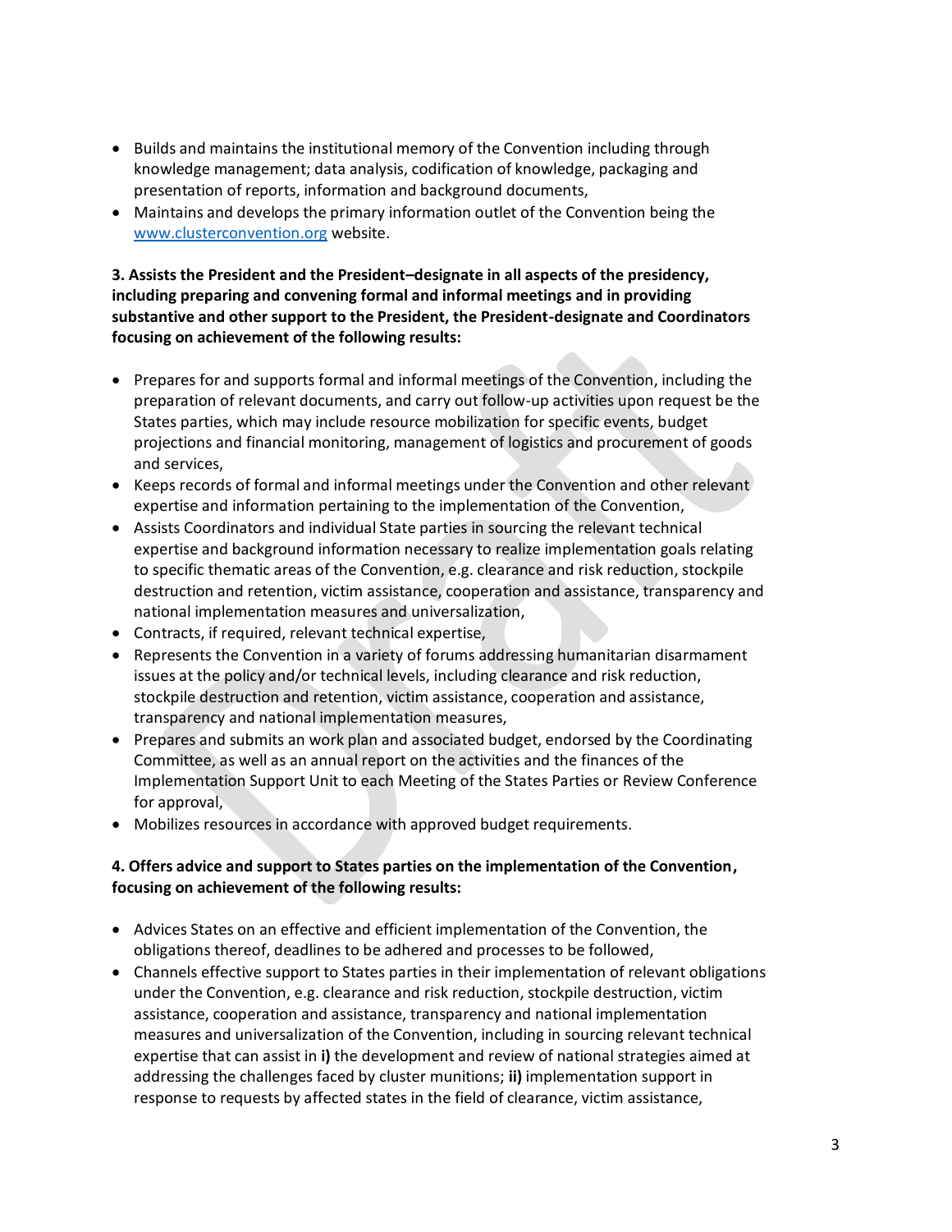- Builds and maintains the institutional memory of the Convention including through knowledge management; data analysis, codification of knowledge, packaging and presentation of reports, information and background documents,
- Maintains and develops the primary information outlet of the Convention being the www.clusterconvention.org website.

**3. Assists the President and the President–designate in all aspects of the presidency, including preparing and convening formal and informal meetings and in providing substantive and other support to the President, the President-designate and Coordinators focusing on achievement of the following results:**

- Prepares for and supports formal and informal meetings of the Convention, including the preparation of relevant documents, and carry out follow-up activities upon request be the States parties, which may include resource mobilization for specific events, budget projections and financial monitoring, management of logistics and procurement of goods and services,
- Keeps records of formal and informal meetings under the Convention and other relevant expertise and information pertaining to the implementation of the Convention,
- Assists Coordinators and individual State parties in sourcing the relevant technical expertise and background information necessary to realize implementation goals relating to specific thematic areas of the Convention, e.g. clearance and risk reduction, stockpile destruction and retention, victim assistance, cooperation and assistance, transparency and national implementation measures and universalization,
- Contracts, if required, relevant technical expertise,
- Represents the Convention in a variety of forums addressing humanitarian disarmament issues at the policy and/or technical levels, including clearance and risk reduction, stockpile destruction and retention, victim assistance, cooperation and assistance, transparency and national implementation measures,
- Prepares and submits an work plan and associated budget, endorsed by the Coordinating Committee, as well as an annual report on the activities and the finances of the Implementation Support Unit to each Meeting of the States Parties or Review Conference for approval,
- Mobilizes resources in accordance with approved budget requirements.

**4. Offers advice and support to States parties on the implementation of the Convention, focusing on achievement of the following results:**

- Advices States on an effective and efficient implementation of the Convention, the obligations thereof, deadlines to be adhered and processes to be followed,
- Channels effective support to States parties in their implementation of relevant obligations under the Convention, e.g. clearance and risk reduction, stockpile destruction, victim assistance, cooperation and assistance, transparency and national implementation measures and universalization of the Convention, including in sourcing relevant technical expertise that can assist in **i)** the development and review of national strategies aimed at addressing the challenges faced by cluster munitions; **ii)** implementation support in response to requests by affected states in the field of clearance, victim assistance,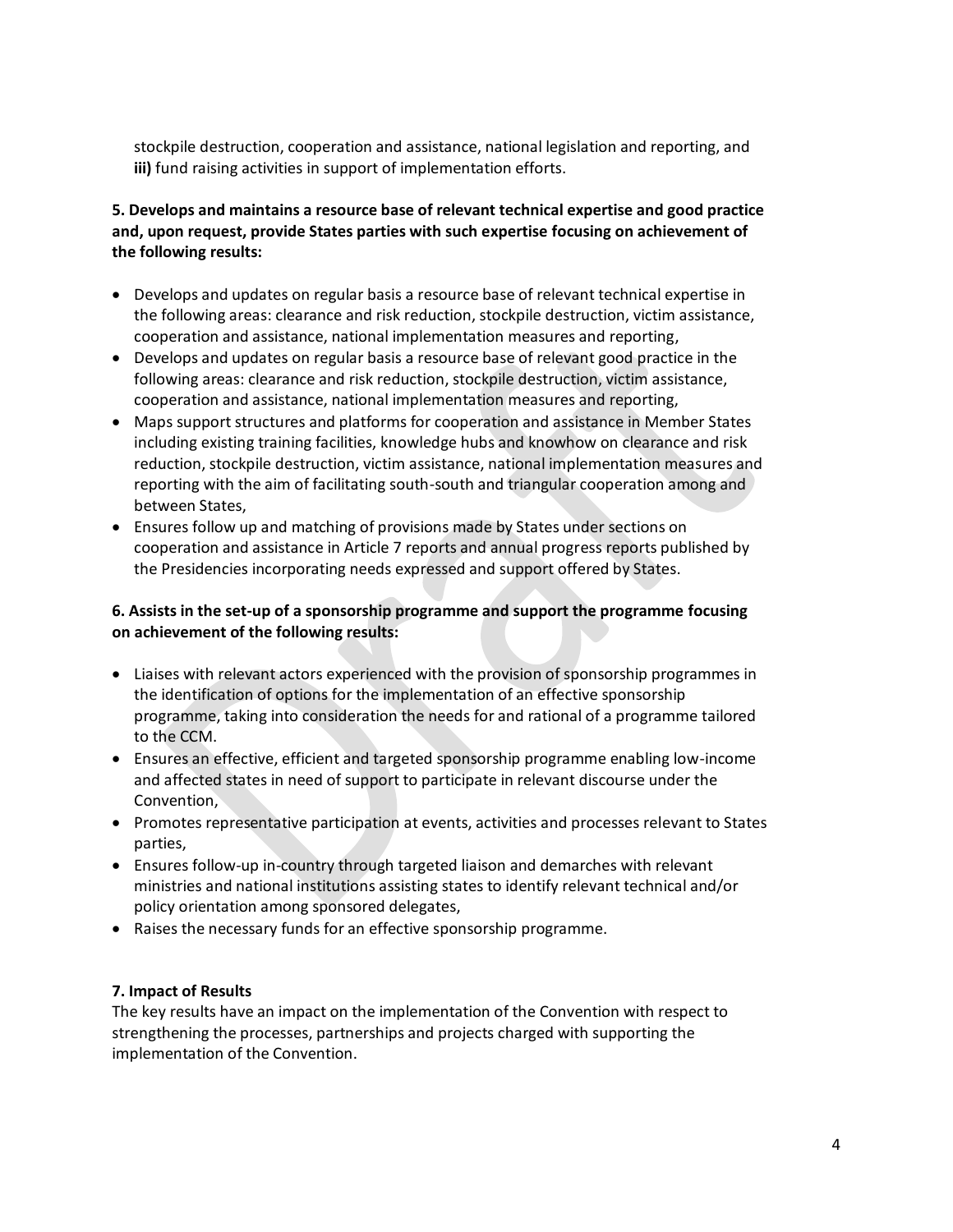stockpile destruction, cooperation and assistance, national legislation and reporting, and **iii)** fund raising activities in support of implementation efforts.

**5. Develops and maintains a resource base of relevant technical expertise and good practice and, upon request, provide States parties with such expertise focusing on achievement of the following results:**

- Develops and updates on regular basis a resource base of relevant technical expertise in the following areas: clearance and risk reduction, stockpile destruction, victim assistance, cooperation and assistance, national implementation measures and reporting,
- Develops and updates on regular basis a resource base of relevant good practice in the following areas: clearance and risk reduction, stockpile destruction, victim assistance, cooperation and assistance, national implementation measures and reporting,
- Maps support structures and platforms for cooperation and assistance in Member States including existing training facilities, knowledge hubs and knowhow on clearance and risk reduction, stockpile destruction, victim assistance, national implementation measures and reporting with the aim of facilitating south-south and triangular cooperation among and between States,
- Ensures follow up and matching of provisions made by States under sections on cooperation and assistance in Article 7 reports and annual progress reports published by the Presidencies incorporating needs expressed and support offered by States.

**6. Assists in the set-up of a sponsorship programme and support the programme focusing on achievement of the following results:**

- Liaises with relevant actors experienced with the provision of sponsorship programmes in the identification of options for the implementation of an effective sponsorship programme, taking into consideration the needs for and rational of a programme tailored to the CCM.
- Ensures an effective, efficient and targeted sponsorship programme enabling low-income and affected states in need of support to participate in relevant discourse under the Convention,
- Promotes representative participation at events, activities and processes relevant to States parties,
- Ensures follow-up in-country through targeted liaison and demarches with relevant ministries and national institutions assisting states to identify relevant technical and/or policy orientation among sponsored delegates,
- Raises the necessary funds for an effective sponsorship programme.

**7. Impact of Results**

The key results have an impact on the implementation of the Convention with respect to strengthening the processes, partnerships and projects charged with supporting the implementation of the Convention.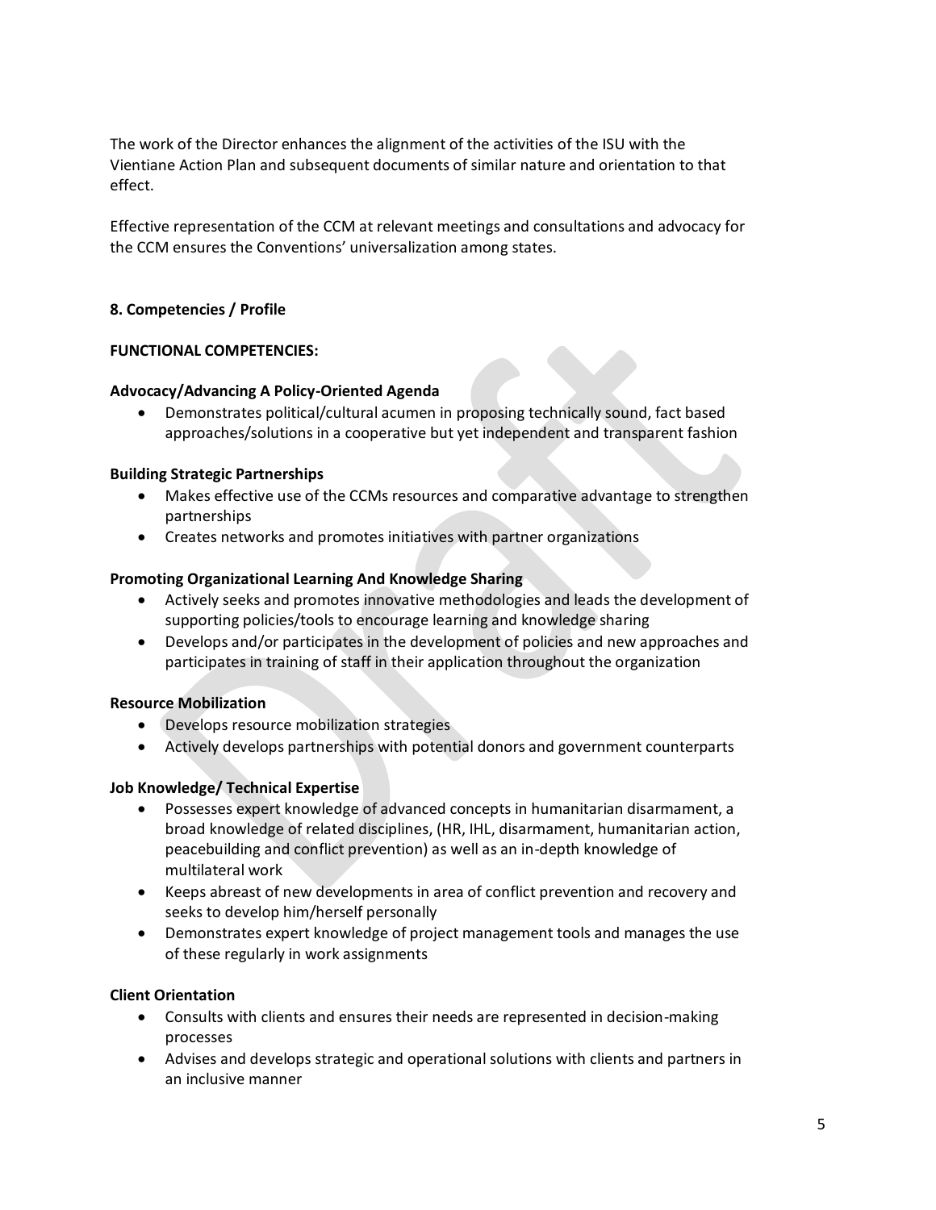The work of the Director enhances the alignment of the activities of the ISU with the Vientiane Action Plan and subsequent documents of similar nature and orientation to that effect.

Effective representation of the CCM at relevant meetings and consultations and advocacy for the CCM ensures the Conventions' universalization among states.

## 8. Competencies / Profile

**FUNCTIONAL COMPETENCIES:**

**Advocacy/Advancing A Policy-Oriented Agenda**

- Demonstrates political/cultural acumen in proposing technically sound, fact based approaches/solutions in a cooperative but yet independent and transparent fashion

**Building Strategic Partnerships**

- Makes effective use of the CCMs resources and comparative advantage to strengthen partnerships
- Creates networks and promotes initiatives with partner organizations

**Promoting Organizational Learning And Knowledge Sharing**

- Actively seeks and promotes innovative methodologies and leads the development of supporting policies/tools to encourage learning and knowledge sharing
- Develops and/or participates in the development of policies and new approaches and participates in training of staff in their application throughout the organization

**Resource Mobilization**

- Develops resource mobilization strategies
- Actively develops partnerships with potential donors and government counterparts

**Job Knowledge/ Technical Expertise**

- Possesses expert knowledge of advanced concepts in humanitarian disarmament, a broad knowledge of related disciplines, (HR, IHL, disarmament, humanitarian action, peacebuilding and conflict prevention) as well as an in-depth knowledge of multilateral work
- Keeps abreast of new developments in area of conflict prevention and recovery and seeks to develop him/herself personally
- Demonstrates expert knowledge of project management tools and manages the use of these regularly in work assignments

**Client Orientation**

- Consults with clients and ensures their needs are represented in decision-making processes
- Advises and develops strategic and operational solutions with clients and partners in an inclusive manner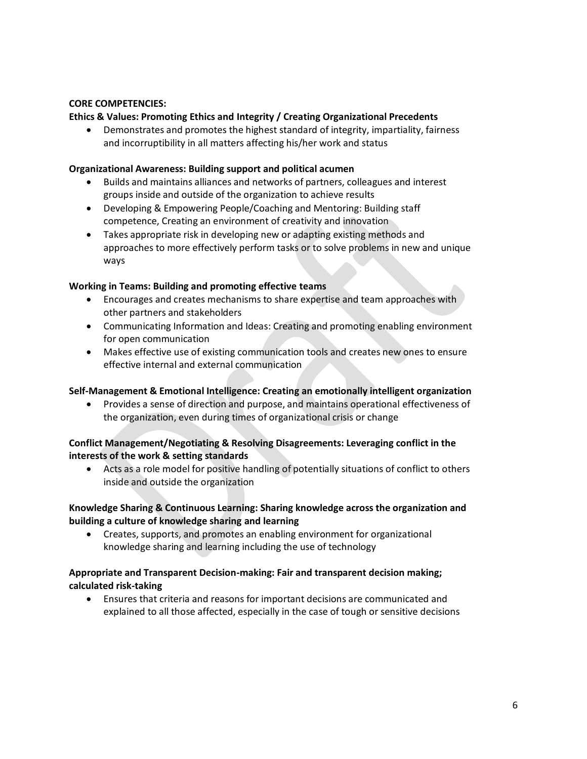**CORE COMPETENCIES:**

**Ethics & Values: Promoting Ethics and Integrity / Creating Organizational Precedents**

- Demonstrates and promotes the highest standard of integrity, impartiality, fairness and incorruptibility in all matters affecting his/her work and status

**Organizational Awareness: Building support and political acumen**

- Builds and maintains alliances and networks of partners, colleagues and interest groups inside and outside of the organization to achieve results
- Developing & Empowering People/Coaching and Mentoring: Building staff competence, Creating an environment of creativity and innovation
- Takes appropriate risk in developing new or adapting existing methods and approaches to more effectively perform tasks or to solve problems in new and unique ways

**Working in Teams: Building and promoting effective teams**

- Encourages and creates mechanisms to share expertise and team approaches with other partners and stakeholders
- Communicating Information and Ideas: Creating and promoting enabling environment for open communication
- Makes effective use of existing communication tools and creates new ones to ensure effective internal and external communication

**Self-Management & Emotional Intelligence: Creating an emotionally intelligent organization**

- Provides a sense of direction and purpose, and maintains operational effectiveness of the organization, even during times of organizational crisis or change

**Conflict Management/Negotiating & Resolving Disagreements: Leveraging conflict in the interests of the work & setting standards**

- Acts as a role model for positive handling of potentially situations of conflict to others inside and outside the organization

**Knowledge Sharing & Continuous Learning: Sharing knowledge across the organization and building a culture of knowledge sharing and learning**

- Creates, supports, and promotes an enabling environment for organizational knowledge sharing and learning including the use of technology

**Appropriate and Transparent Decision-making: Fair and transparent decision making; calculated risk-taking**

- Ensures that criteria and reasons for important decisions are communicated and explained to all those affected, especially in the case of tough or sensitive decisions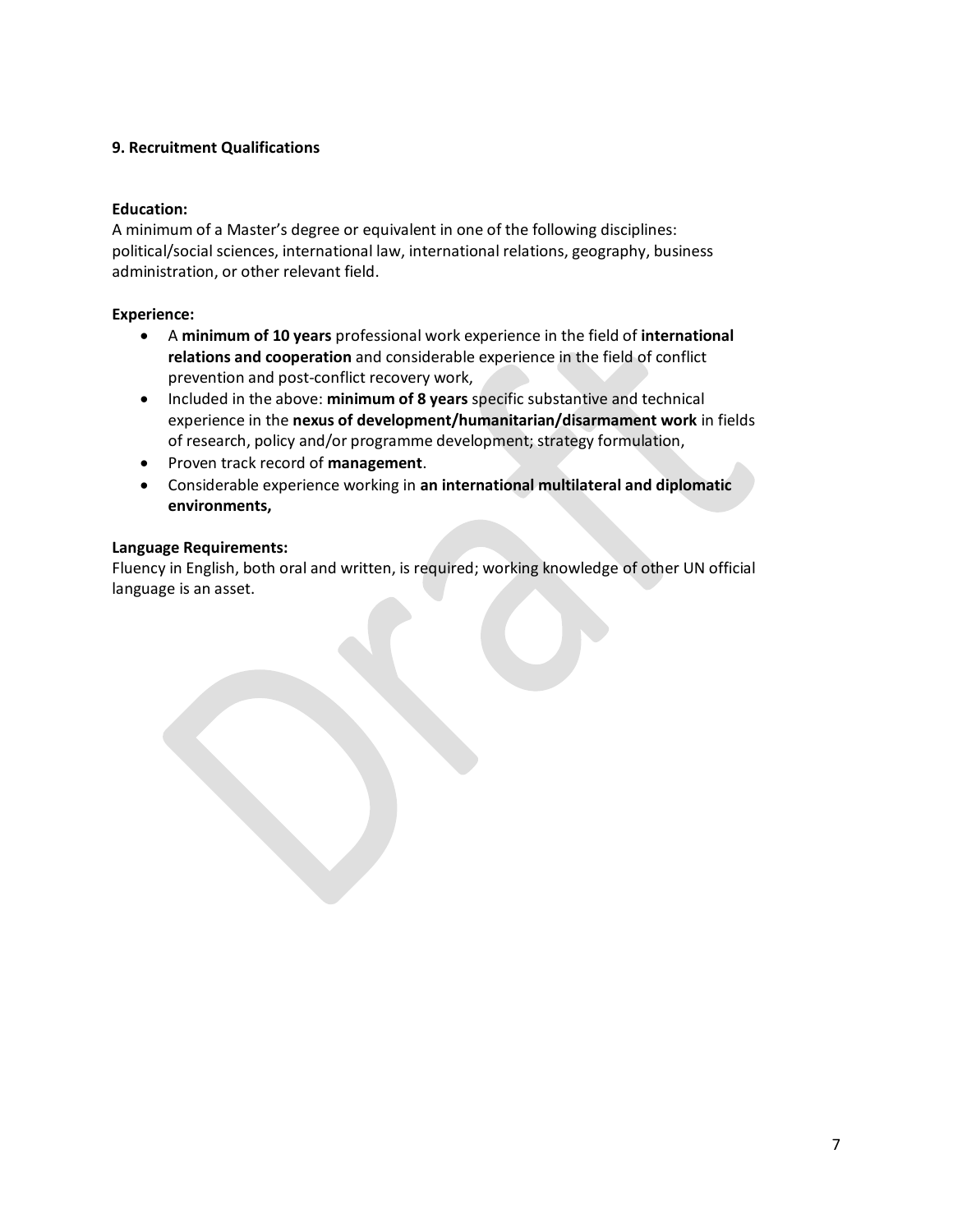## 9. Recruitment Qualifications

**Education:**
A minimum of a Master's degree or equivalent in one of the following disciplines: political/social sciences, international law, international relations, geography, business administration, or other relevant field.

**Experience:**

- A **minimum of 10 years** professional work experience in the field of **international relations and cooperation** and considerable experience in the field of conflict prevention and post-conflict recovery work,
- Included in the above: **minimum of 8 years** specific substantive and technical experience in the **nexus of development/humanitarian/disarmament work** in fields of research, policy and/or programme development; strategy formulation,
- Proven track record of **management**.
- Considerable experience working in **an international multilateral and diplomatic environments,**

**Language Requirements:**
Fluency in English, both oral and written, is required; working knowledge of other UN official language is an asset.